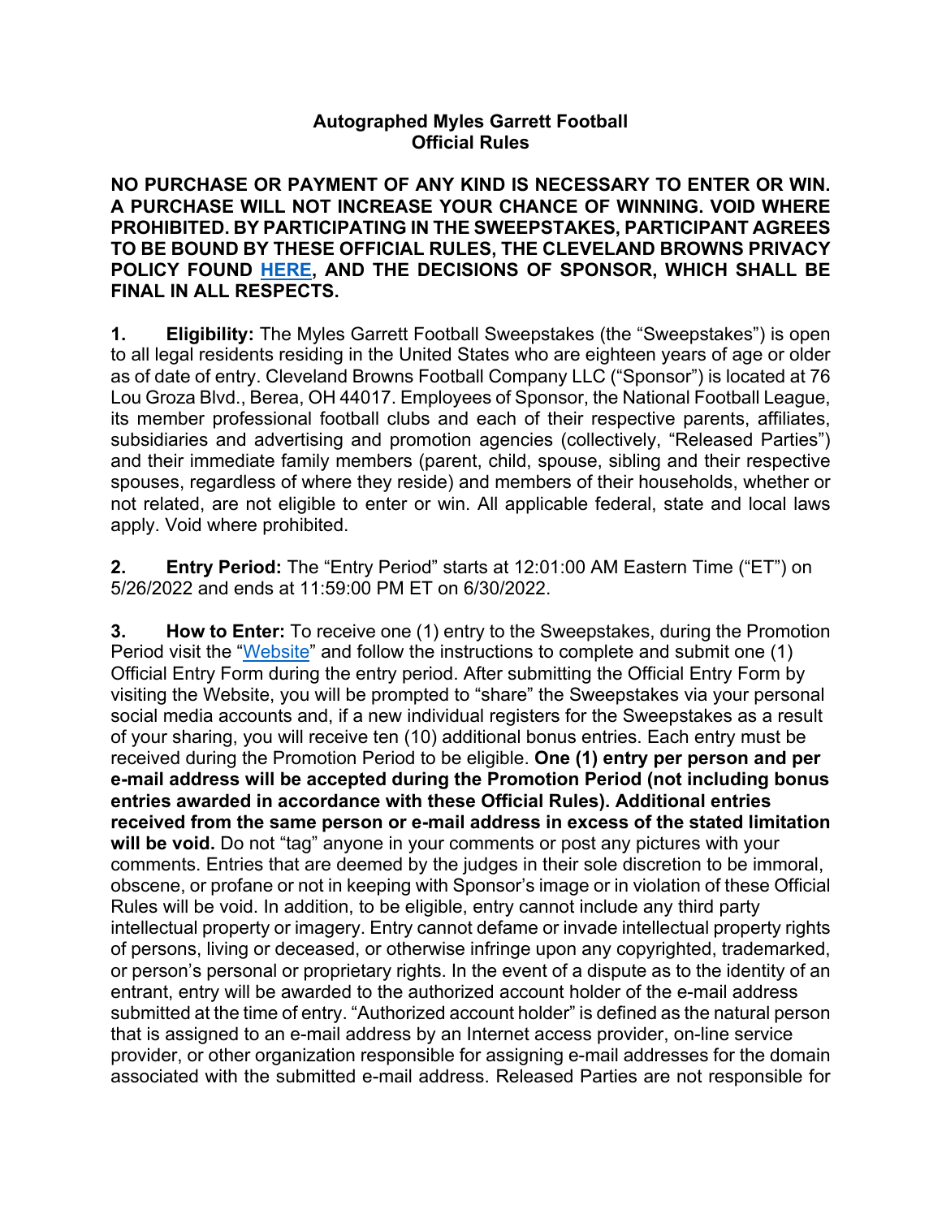# Autographed Myles Garrett Football
# Official Rules

**NO PURCHASE OR PAYMENT OF ANY KIND IS NECESSARY TO ENTER OR WIN. A PURCHASE WILL NOT INCREASE YOUR CHANCE OF WINNING. VOID WHERE PROHIBITED. BY PARTICIPATING IN THE SWEEPSTAKES, PARTICIPANT AGREES TO BE BOUND BY THESE OFFICIAL RULES, THE CLEVELAND BROWNS PRIVACY POLICY FOUND HERE, AND THE DECISIONS OF SPONSOR, WHICH SHALL BE FINAL IN ALL RESPECTS.**

**1. Eligibility:** The Myles Garrett Football Sweepstakes (the "Sweepstakes") is open to all legal residents residing in the United States who are eighteen years of age or older as of date of entry. Cleveland Browns Football Company LLC ("Sponsor") is located at 76 Lou Groza Blvd., Berea, OH 44017. Employees of Sponsor, the National Football League, its member professional football clubs and each of their respective parents, affiliates, subsidiaries and advertising and promotion agencies (collectively, "Released Parties") and their immediate family members (parent, child, spouse, sibling and their respective spouses, regardless of where they reside) and members of their households, whether or not related, are not eligible to enter or win. All applicable federal, state and local laws apply. Void where prohibited.

**2. Entry Period:** The "Entry Period" starts at 12:01:00 AM Eastern Time ("ET") on 5/26/2022 and ends at 11:59:00 PM ET on 6/30/2022.

**3. How to Enter:** To receive one (1) entry to the Sweepstakes, during the Promotion Period visit the "Website" and follow the instructions to complete and submit one (1) Official Entry Form during the entry period. After submitting the Official Entry Form by visiting the Website, you will be prompted to "share" the Sweepstakes via your personal social media accounts and, if a new individual registers for the Sweepstakes as a result of your sharing, you will receive ten (10) additional bonus entries. Each entry must be received during the Promotion Period to be eligible. **One (1) entry per person and per e-mail address will be accepted during the Promotion Period (not including bonus entries awarded in accordance with these Official Rules). Additional entries received from the same person or e-mail address in excess of the stated limitation will be void.** Do not "tag" anyone in your comments or post any pictures with your comments. Entries that are deemed by the judges in their sole discretion to be immoral, obscene, or profane or not in keeping with Sponsor's image or in violation of these Official Rules will be void. In addition, to be eligible, entry cannot include any third party intellectual property or imagery. Entry cannot defame or invade intellectual property rights of persons, living or deceased, or otherwise infringe upon any copyrighted, trademarked, or person's personal or proprietary rights. In the event of a dispute as to the identity of an entrant, entry will be awarded to the authorized account holder of the e-mail address submitted at the time of entry. "Authorized account holder" is defined as the natural person that is assigned to an e-mail address by an Internet access provider, on-line service provider, or other organization responsible for assigning e-mail addresses for the domain associated with the submitted e-mail address. Released Parties are not responsible for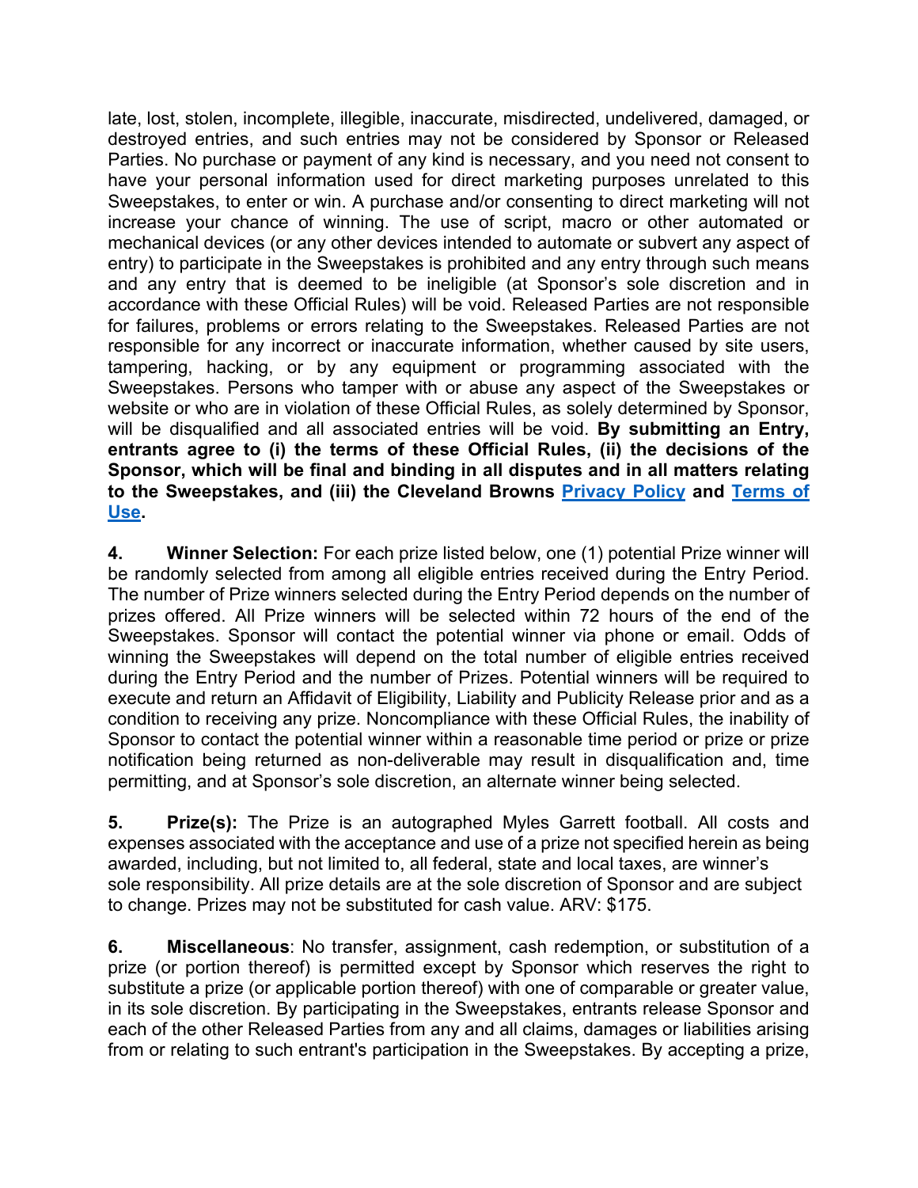late, lost, stolen, incomplete, illegible, inaccurate, misdirected, undelivered, damaged, or destroyed entries, and such entries may not be considered by Sponsor or Released Parties. No purchase or payment of any kind is necessary, and you need not consent to have your personal information used for direct marketing purposes unrelated to this Sweepstakes, to enter or win. A purchase and/or consenting to direct marketing will not increase your chance of winning. The use of script, macro or other automated or mechanical devices (or any other devices intended to automate or subvert any aspect of entry) to participate in the Sweepstakes is prohibited and any entry through such means and any entry that is deemed to be ineligible (at Sponsor's sole discretion and in accordance with these Official Rules) will be void. Released Parties are not responsible for failures, problems or errors relating to the Sweepstakes. Released Parties are not responsible for any incorrect or inaccurate information, whether caused by site users, tampering, hacking, or by any equipment or programming associated with the Sweepstakes. Persons who tamper with or abuse any aspect of the Sweepstakes or website or who are in violation of these Official Rules, as solely determined by Sponsor, will be disqualified and all associated entries will be void. **By submitting an Entry, entrants agree to (i) the terms of these Official Rules, (ii) the decisions of the Sponsor, which will be final and binding in all disputes and in all matters relating to the Sweepstakes, and (iii) the Cleveland Browns Privacy Policy and Terms of Use.**

**4. Winner Selection:** For each prize listed below, one (1) potential Prize winner will be randomly selected from among all eligible entries received during the Entry Period. The number of Prize winners selected during the Entry Period depends on the number of prizes offered. All Prize winners will be selected within 72 hours of the end of the Sweepstakes. Sponsor will contact the potential winner via phone or email. Odds of winning the Sweepstakes will depend on the total number of eligible entries received during the Entry Period and the number of Prizes. Potential winners will be required to execute and return an Affidavit of Eligibility, Liability and Publicity Release prior and as a condition to receiving any prize. Noncompliance with these Official Rules, the inability of Sponsor to contact the potential winner within a reasonable time period or prize or prize notification being returned as non-deliverable may result in disqualification and, time permitting, and at Sponsor's sole discretion, an alternate winner being selected.

**5. Prize(s):** The Prize is an autographed Myles Garrett football. All costs and expenses associated with the acceptance and use of a prize not specified herein as being awarded, including, but not limited to, all federal, state and local taxes, are winner's sole responsibility. All prize details are at the sole discretion of Sponsor and are subject to change. Prizes may not be substituted for cash value. ARV: $175.

**6. Miscellaneous**: No transfer, assignment, cash redemption, or substitution of a prize (or portion thereof) is permitted except by Sponsor which reserves the right to substitute a prize (or applicable portion thereof) with one of comparable or greater value, in its sole discretion. By participating in the Sweepstakes, entrants release Sponsor and each of the other Released Parties from any and all claims, damages or liabilities arising from or relating to such entrant's participation in the Sweepstakes. By accepting a prize,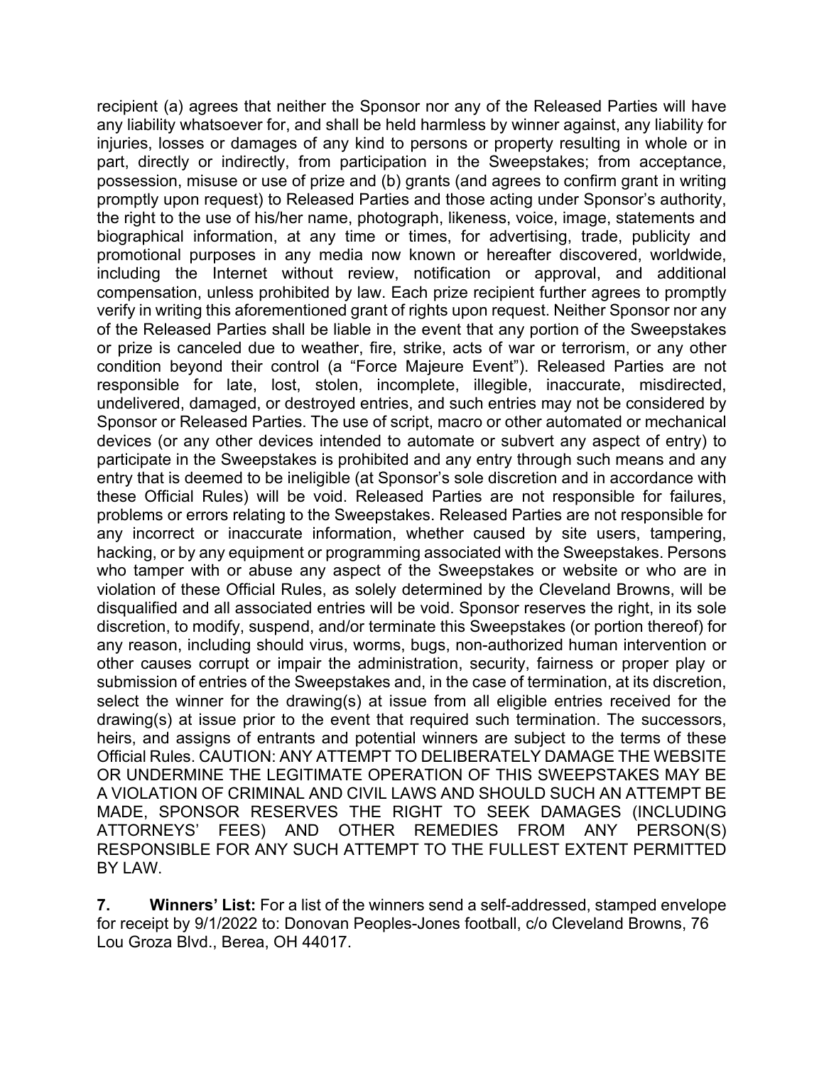recipient (a) agrees that neither the Sponsor nor any of the Released Parties will have any liability whatsoever for, and shall be held harmless by winner against, any liability for injuries, losses or damages of any kind to persons or property resulting in whole or in part, directly or indirectly, from participation in the Sweepstakes; from acceptance, possession, misuse or use of prize and (b) grants (and agrees to confirm grant in writing promptly upon request) to Released Parties and those acting under Sponsor's authority, the right to the use of his/her name, photograph, likeness, voice, image, statements and biographical information, at any time or times, for advertising, trade, publicity and promotional purposes in any media now known or hereafter discovered, worldwide, including the Internet without review, notification or approval, and additional compensation, unless prohibited by law. Each prize recipient further agrees to promptly verify in writing this aforementioned grant of rights upon request. Neither Sponsor nor any of the Released Parties shall be liable in the event that any portion of the Sweepstakes or prize is canceled due to weather, fire, strike, acts of war or terrorism, or any other condition beyond their control (a "Force Majeure Event"). Released Parties are not responsible for late, lost, stolen, incomplete, illegible, inaccurate, misdirected, undelivered, damaged, or destroyed entries, and such entries may not be considered by Sponsor or Released Parties. The use of script, macro or other automated or mechanical devices (or any other devices intended to automate or subvert any aspect of entry) to participate in the Sweepstakes is prohibited and any entry through such means and any entry that is deemed to be ineligible (at Sponsor's sole discretion and in accordance with these Official Rules) will be void. Released Parties are not responsible for failures, problems or errors relating to the Sweepstakes. Released Parties are not responsible for any incorrect or inaccurate information, whether caused by site users, tampering, hacking, or by any equipment or programming associated with the Sweepstakes. Persons who tamper with or abuse any aspect of the Sweepstakes or website or who are in violation of these Official Rules, as solely determined by the Cleveland Browns, will be disqualified and all associated entries will be void. Sponsor reserves the right, in its sole discretion, to modify, suspend, and/or terminate this Sweepstakes (or portion thereof) for any reason, including should virus, worms, bugs, non-authorized human intervention or other causes corrupt or impair the administration, security, fairness or proper play or submission of entries of the Sweepstakes and, in the case of termination, at its discretion, select the winner for the drawing(s) at issue from all eligible entries received for the drawing(s) at issue prior to the event that required such termination. The successors, heirs, and assigns of entrants and potential winners are subject to the terms of these Official Rules. CAUTION: ANY ATTEMPT TO DELIBERATELY DAMAGE THE WEBSITE OR UNDERMINE THE LEGITIMATE OPERATION OF THIS SWEEPSTAKES MAY BE A VIOLATION OF CRIMINAL AND CIVIL LAWS AND SHOULD SUCH AN ATTEMPT BE MADE, SPONSOR RESERVES THE RIGHT TO SEEK DAMAGES (INCLUDING ATTORNEYS' FEES) AND OTHER REMEDIES FROM ANY PERSON(S) RESPONSIBLE FOR ANY SUCH ATTEMPT TO THE FULLEST EXTENT PERMITTED BY LAW.

**7. Winners' List:** For a list of the winners send a self-addressed, stamped envelope for receipt by 9/1/2022 to: Donovan Peoples-Jones football, c/o Cleveland Browns, 76 Lou Groza Blvd., Berea, OH 44017.